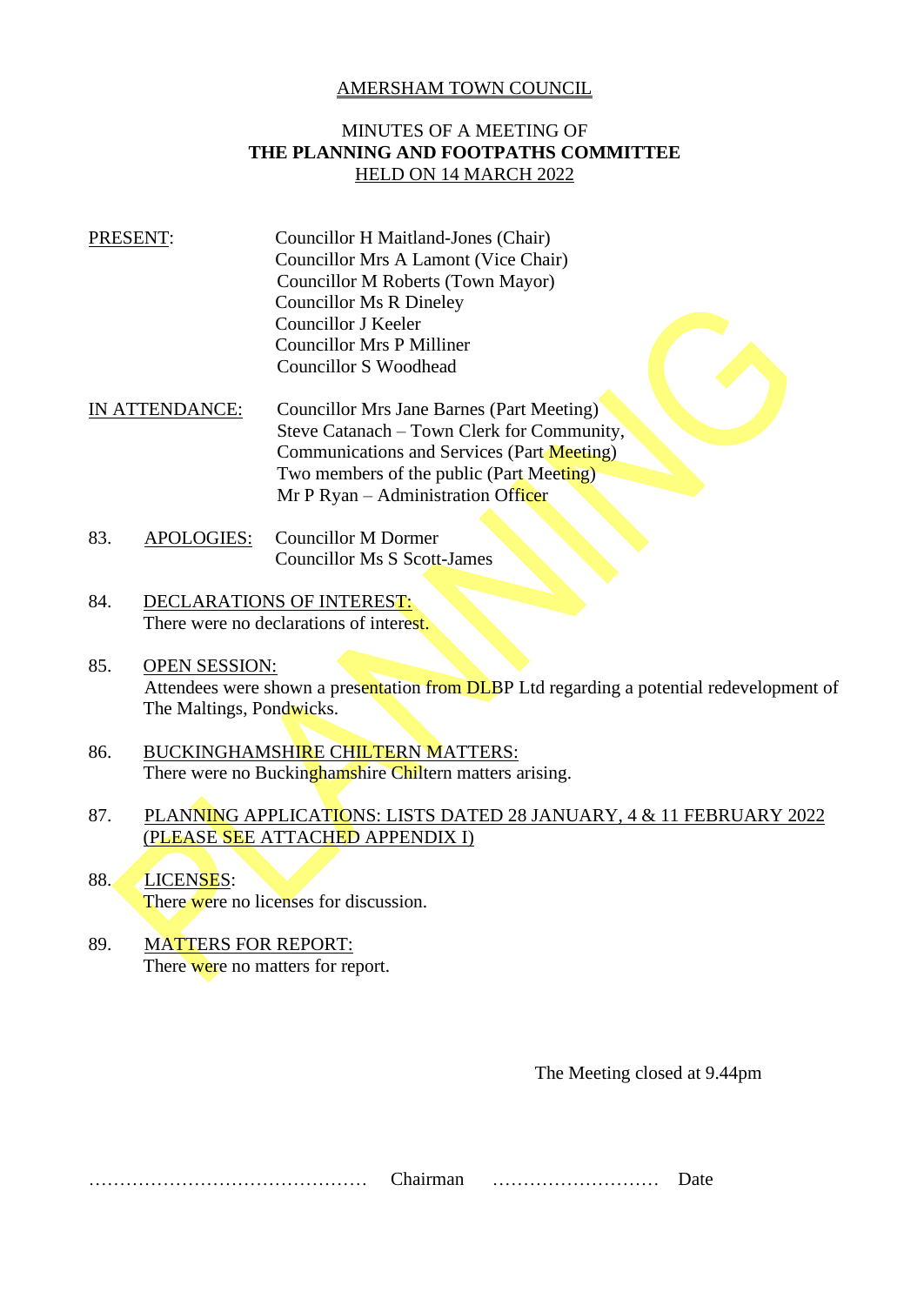AMERSHAM TOWN COUNCIL

MINUTES OF A MEETING OF
**THE PLANNING AND FOOTPATHS COMMITTEE**
HELD ON 14 MARCH 2022

PRESENT:
Councillor H Maitland-Jones (Chair)
Councillor Mrs A Lamont (Vice Chair)
Councillor M Roberts (Town Mayor)
Councillor Ms R Dineley
Councillor J Keeler
Councillor Mrs P Milliner
Councillor S Woodhead

IN ATTENDANCE:
Councillor Mrs Jane Barnes (Part Meeting)
Steve Catanach – Town Clerk for Community, Communications and Services (Part Meeting)
Two members of the public (Part Meeting)
Mr P Ryan – Administration Officer

83. APOLOGIES:
Councillor M Dormer
Councillor Ms S Scott-James

84. DECLARATIONS OF INTEREST:
There were no declarations of interest.

85. OPEN SESSION:
Attendees were shown a presentation from DLBP Ltd regarding a potential redevelopment of The Maltings, Pondwicks.

86. BUCKINGHAMSHIRE CHILTERN MATTERS:
There were no Buckinghamshire Chiltern matters arising.

87. PLANNING APPLICATIONS: LISTS DATED 28 JANUARY, 4 & 11 FEBRUARY 2022 (PLEASE SEE ATTACHED APPENDIX I)

88. LICENSES:
There were no licenses for discussion.

89. MATTERS FOR REPORT:
There were no matters for report.

The Meeting closed at 9.44pm

……………………………………… Chairman ……………………… Date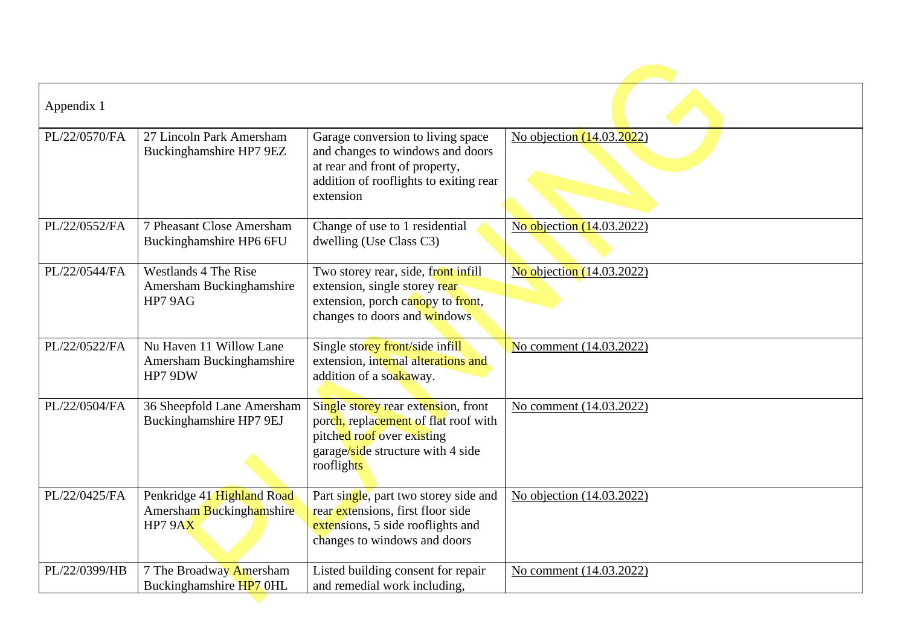| Appendix 1 | | | |
|---|---|---|---|
| PL/22/0570/FA | 27 Lincoln Park Amersham Buckinghamshire HP7 9EZ | Garage conversion to living space and changes to windows and doors at rear and front of property, addition of rooflights to exiting rear extension | No objection (14.03.2022) |
| PL/22/0552/FA | 7 Pheasant Close Amersham Buckinghamshire HP6 6FU | Change of use to 1 residential dwelling (Use Class C3) | No objection (14.03.2022) |
| PL/22/0544/FA | Westlands 4 The Rise Amersham Buckinghamshire HP7 9AG | Two storey rear, side, front infill extension, single storey rear extension, porch canopy to front, changes to doors and windows | No objection (14.03.2022) |
| PL/22/0522/FA | Nu Haven 11 Willow Lane Amersham Buckinghamshire HP7 9DW | Single storey front/side infill extension, internal alterations and addition of a soakaway. | No comment (14.03.2022) |
| PL/22/0504/FA | 36 Sheepfold Lane Amersham Buckinghamshire HP7 9EJ | Single storey rear extension, front porch, replacement of flat roof with pitched roof over existing garage/side structure with 4 side rooflights | No comment (14.03.2022) |
| PL/22/0425/FA | Penkridge 41 Highland Road Amersham Buckinghamshire HP7 9AX | Part single, part two storey side and rear extensions, first floor side extensions, 5 side rooflights and changes to windows and doors | No objection (14.03.2022) |
| PL/22/0399/HB | 7 The Broadway Amersham Buckinghamshire HP7 0HL | Listed building consent for repair and remedial work including, | No comment (14.03.2022) |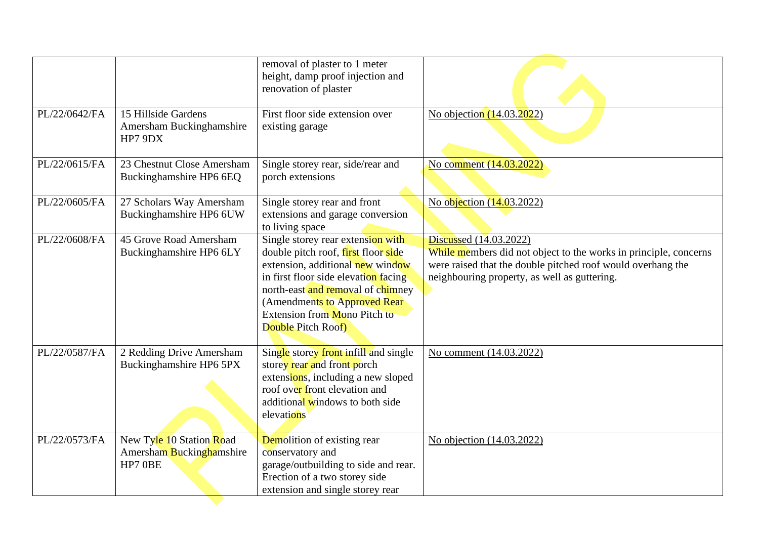| | | | |
|---|---|---|---|
| | | removal of plaster to 1 meter height, damp proof injection and renovation of plaster | |
| PL/22/0642/FA | 15 Hillside Gardens Amersham Buckinghamshire HP7 9DX | First floor side extension over existing garage | No objection (14.03.2022) |
| PL/22/0615/FA | 23 Chestnut Close Amersham Buckinghamshire HP6 6EQ | Single storey rear, side/rear and porch extensions | No comment (14.03.2022) |
| PL/22/0605/FA | 27 Scholars Way Amersham Buckinghamshire HP6 6UW | Single storey rear and front extensions and garage conversion to living space | No objection (14.03.2022) |
| PL/22/0608/FA | 45 Grove Road Amersham Buckinghamshire HP6 6LY | Single storey rear extension with double pitch roof, first floor side extension, additional new window in first floor side elevation facing north-east and removal of chimney (Amendments to Approved Rear Extension from Mono Pitch to Double Pitch Roof) | Discussed (14.03.2022)<br>While members did not object to the works in principle, concerns were raised that the double pitched roof would overhang the neighbouring property, as well as guttering. |
| PL/22/0587/FA | 2 Redding Drive Amersham Buckinghamshire HP6 5PX | Single storey front infill and single storey rear and front porch extensions, including a new sloped roof over front elevation and additional windows to both side elevations | No comment (14.03.2022) |
| PL/22/0573/FA | New Tyle 10 Station Road Amersham Buckinghamshire HP7 0BE | Demolition of existing rear conservatory and garage/outbuilding to side and rear. Erection of a two storey side extension and single storey rear | No objection (14.03.2022) |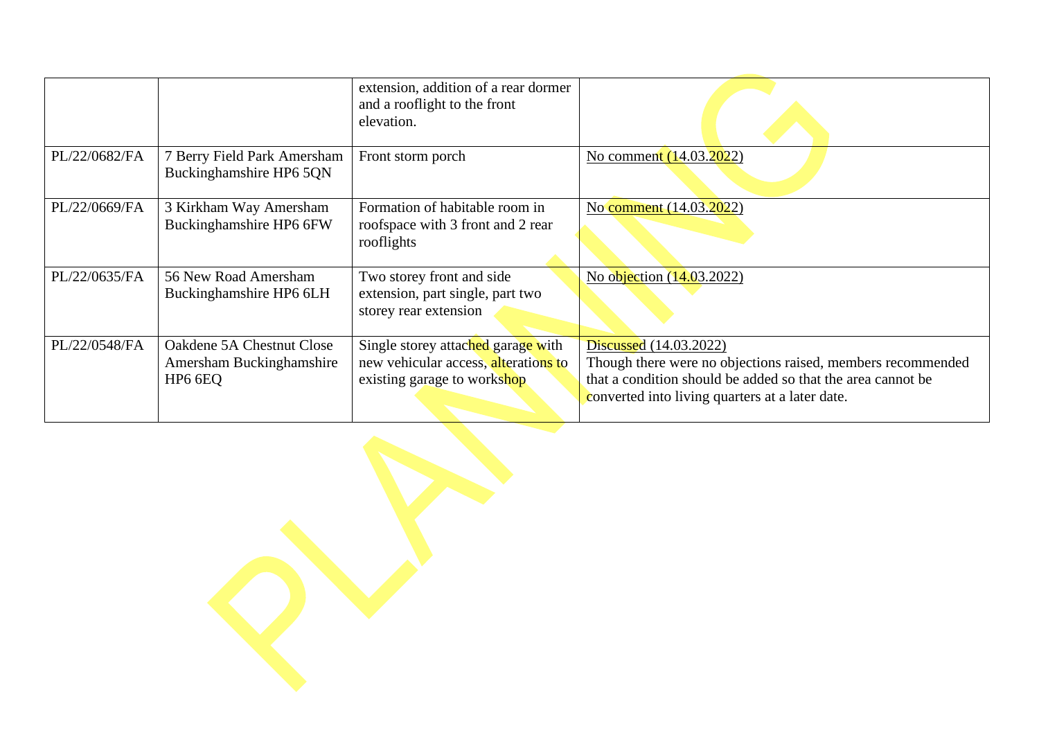| | | | |
|---|---|---|---|
| | | extension, addition of a rear dormer and a rooflight to the front elevation. | |
| PL/22/0682/FA | 7 Berry Field Park Amersham Buckinghamshire HP6 5QN | Front storm porch | No comment (14.03.2022) |
| PL/22/0669/FA | 3 Kirkham Way Amersham Buckinghamshire HP6 6FW | Formation of habitable room in roofspace with 3 front and 2 rear rooflights | No comment (14.03.2022) |
| PL/22/0635/FA | 56 New Road Amersham Buckinghamshire HP6 6LH | Two storey front and side extension, part single, part two storey rear extension | No objection (14.03.2022) |
| PL/22/0548/FA | Oakdene 5A Chestnut Close Amersham Buckinghamshire HP6 6EQ | Single storey attached garage with new vehicular access, alterations to existing garage to workshop | Discussed (14.03.2022)<br>Though there were no objections raised, members recommended that a condition should be added so that the area cannot be converted into living quarters at a later date. |

PLANNING